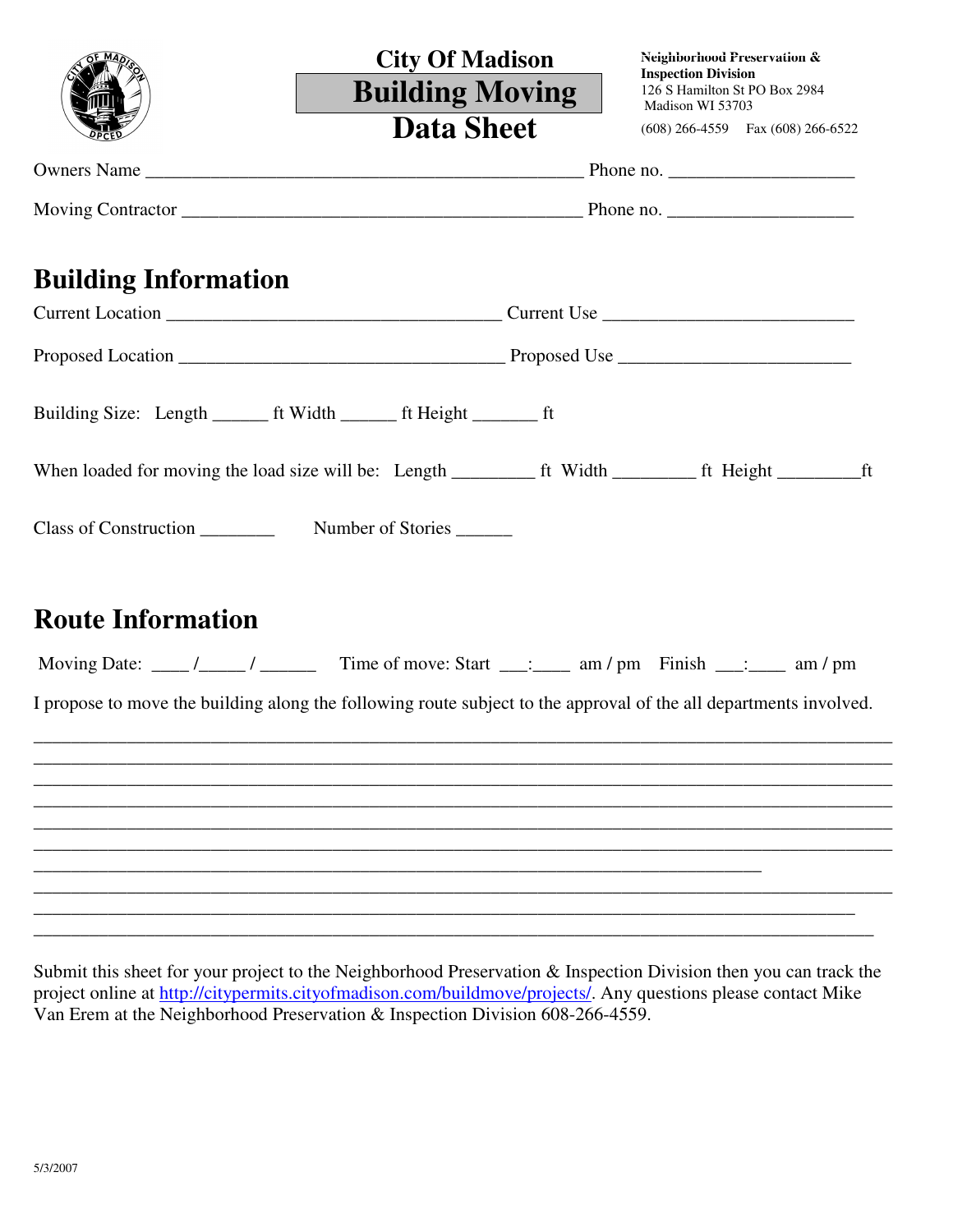# City Of Madison
# Building Moving Data Sheet

**Neighborhood Preservation & Inspection Division**
126 S Hamilton St PO Box 2984
Madison WI 53703
(608) 266-4559 Fax (608) 266-6522

Owners Name _______________________________________________ Phone no. ___________________

Moving Contractor ____________________________________________ Phone no. ___________________

## Building Information

Current Location __________________________________ Current Use __________________________

Proposed Location __________________________________ Proposed Use _________________________

Building Size: Length ______ ft Width ______ ft Height _______ ft

When loaded for moving the load size will be: Length _________ ft Width _________ ft Height _________ft

Class of Construction ________ Number of Stories ______

## Route Information

Moving Date: ____ /_____ / ______ Time of move: Start ___:____ am / pm Finish ___:____ am / pm

I propose to move the building along the following route subject to the approval of the all departments involved.

___________________________________________________________________________________
___________________________________________________________________________________
___________________________________________________________________________________
___________________________________________________________________________________
___________________________________________________________________________________
___________________________________________________________________________________
__________________________________________________________________________
___________________________________________________________________________________
____________________________________________________________________________________
_____________________________________________________________________________________

Submit this sheet for your project to the Neighborhood Preservation & Inspection Division then you can track the project online at http://citypermits.cityofmadison.com/buildmove/projects/. Any questions please contact Mike Van Erem at the Neighborhood Preservation & Inspection Division 608-266-4559.

5/3/2007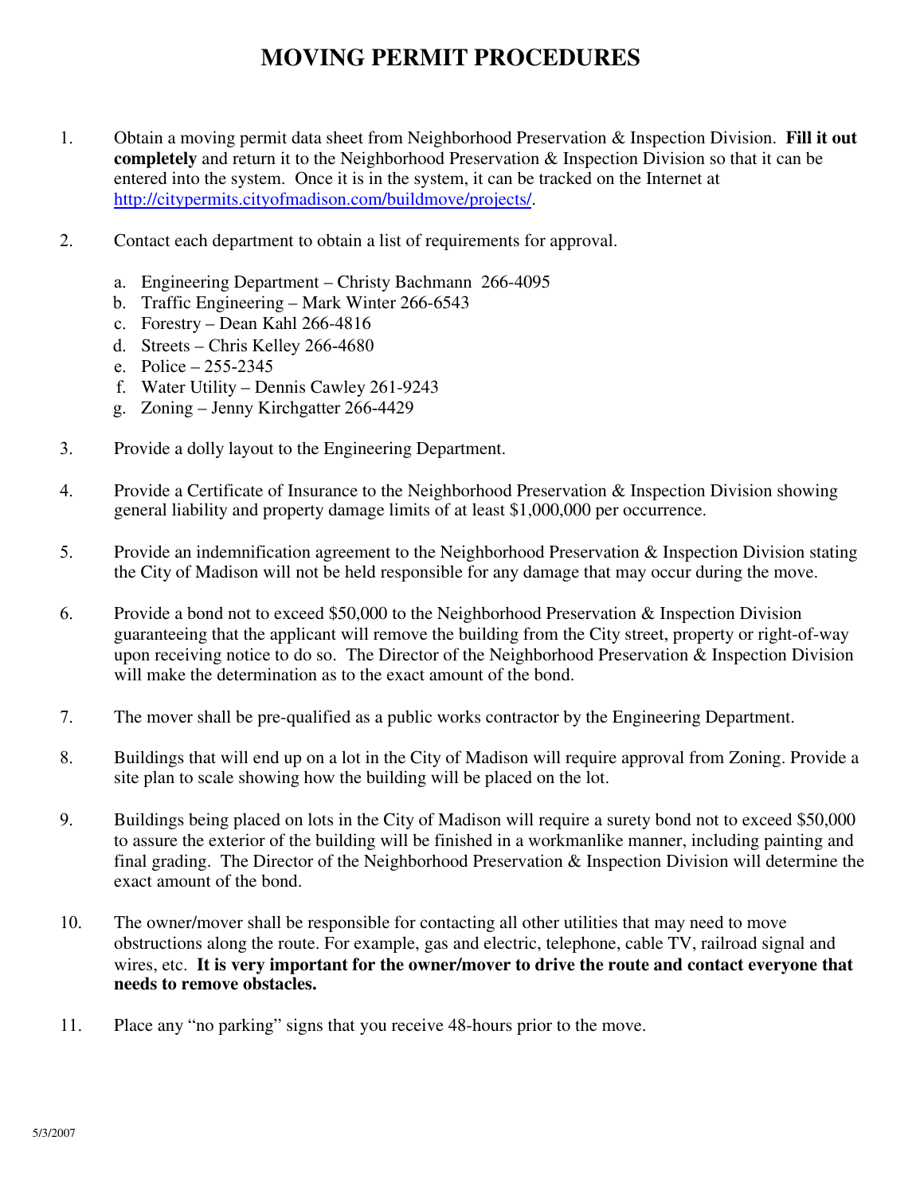# MOVING PERMIT PROCEDURES

1. Obtain a moving permit data sheet from Neighborhood Preservation & Inspection Division. **Fill it out completely** and return it to the Neighborhood Preservation & Inspection Division so that it can be entered into the system. Once it is in the system, it can be tracked on the Internet at http://citypermits.cityofmadison.com/buildmove/projects/.

2. Contact each department to obtain a list of requirements for approval.

   a. Engineering Department – Christy Bachmann 266-4095
   b. Traffic Engineering – Mark Winter 266-6543
   c. Forestry – Dean Kahl 266-4816
   d. Streets – Chris Kelley 266-4680
   e. Police – 255-2345
   f. Water Utility – Dennis Cawley 261-9243
   g. Zoning – Jenny Kirchgatter 266-4429

3. Provide a dolly layout to the Engineering Department.

4. Provide a Certificate of Insurance to the Neighborhood Preservation & Inspection Division showing general liability and property damage limits of at least $1,000,000 per occurrence.

5. Provide an indemnification agreement to the Neighborhood Preservation & Inspection Division stating the City of Madison will not be held responsible for any damage that may occur during the move.

6. Provide a bond not to exceed $50,000 to the Neighborhood Preservation & Inspection Division guaranteeing that the applicant will remove the building from the City street, property or right-of-way upon receiving notice to do so. The Director of the Neighborhood Preservation & Inspection Division will make the determination as to the exact amount of the bond.

7. The mover shall be pre-qualified as a public works contractor by the Engineering Department.

8. Buildings that will end up on a lot in the City of Madison will require approval from Zoning. Provide a site plan to scale showing how the building will be placed on the lot.

9. Buildings being placed on lots in the City of Madison will require a surety bond not to exceed $50,000 to assure the exterior of the building will be finished in a workmanlike manner, including painting and final grading. The Director of the Neighborhood Preservation & Inspection Division will determine the exact amount of the bond.

10. The owner/mover shall be responsible for contacting all other utilities that may need to move obstructions along the route. For example, gas and electric, telephone, cable TV, railroad signal and wires, etc. **It is very important for the owner/mover to drive the route and contact everyone that needs to remove obstacles.**

11. Place any "no parking" signs that you receive 48-hours prior to the move.

5/3/2007